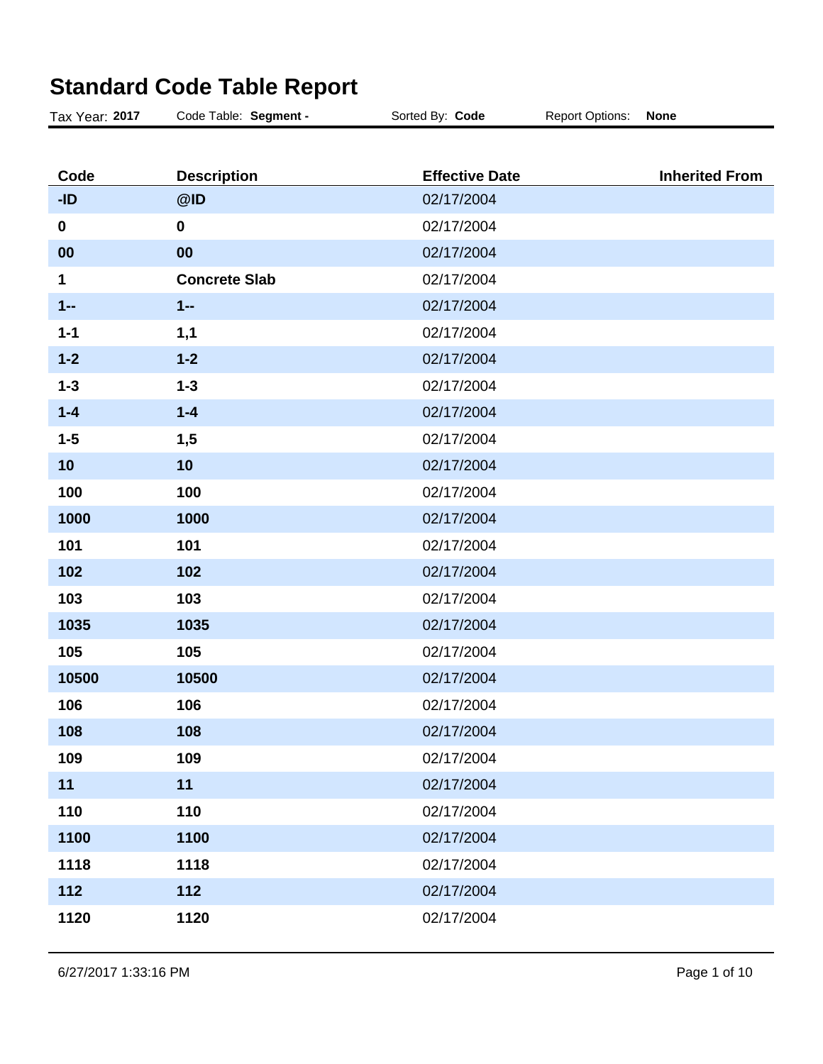# Standard Code Table Report

Tax Year: **2017** Code Table: **Segment -** Sorted By: **Code** Report Options: **None**

| Code | Description | Effective Date | Inherited From |
|---|---|---|---|
| -ID | @ID | 02/17/2004 | |
| 0 | 0 | 02/17/2004 | |
| 00 | 00 | 02/17/2004 | |
| 1 | Concrete Slab | 02/17/2004 | |
| 1-- | 1-- | 02/17/2004 | |
| 1-1 | 1,1 | 02/17/2004 | |
| 1-2 | 1-2 | 02/17/2004 | |
| 1-3 | 1-3 | 02/17/2004 | |
| 1-4 | 1-4 | 02/17/2004 | |
| 1-5 | 1,5 | 02/17/2004 | |
| 10 | 10 | 02/17/2004 | |
| 100 | 100 | 02/17/2004 | |
| 1000 | 1000 | 02/17/2004 | |
| 101 | 101 | 02/17/2004 | |
| 102 | 102 | 02/17/2004 | |
| 103 | 103 | 02/17/2004 | |
| 1035 | 1035 | 02/17/2004 | |
| 105 | 105 | 02/17/2004 | |
| 10500 | 10500 | 02/17/2004 | |
| 106 | 106 | 02/17/2004 | |
| 108 | 108 | 02/17/2004 | |
| 109 | 109 | 02/17/2004 | |
| 11 | 11 | 02/17/2004 | |
| 110 | 110 | 02/17/2004 | |
| 1100 | 1100 | 02/17/2004 | |
| 1118 | 1118 | 02/17/2004 | |
| 112 | 112 | 02/17/2004 | |
| 1120 | 1120 | 02/17/2004 | |

6/27/2017 1:33:16 PM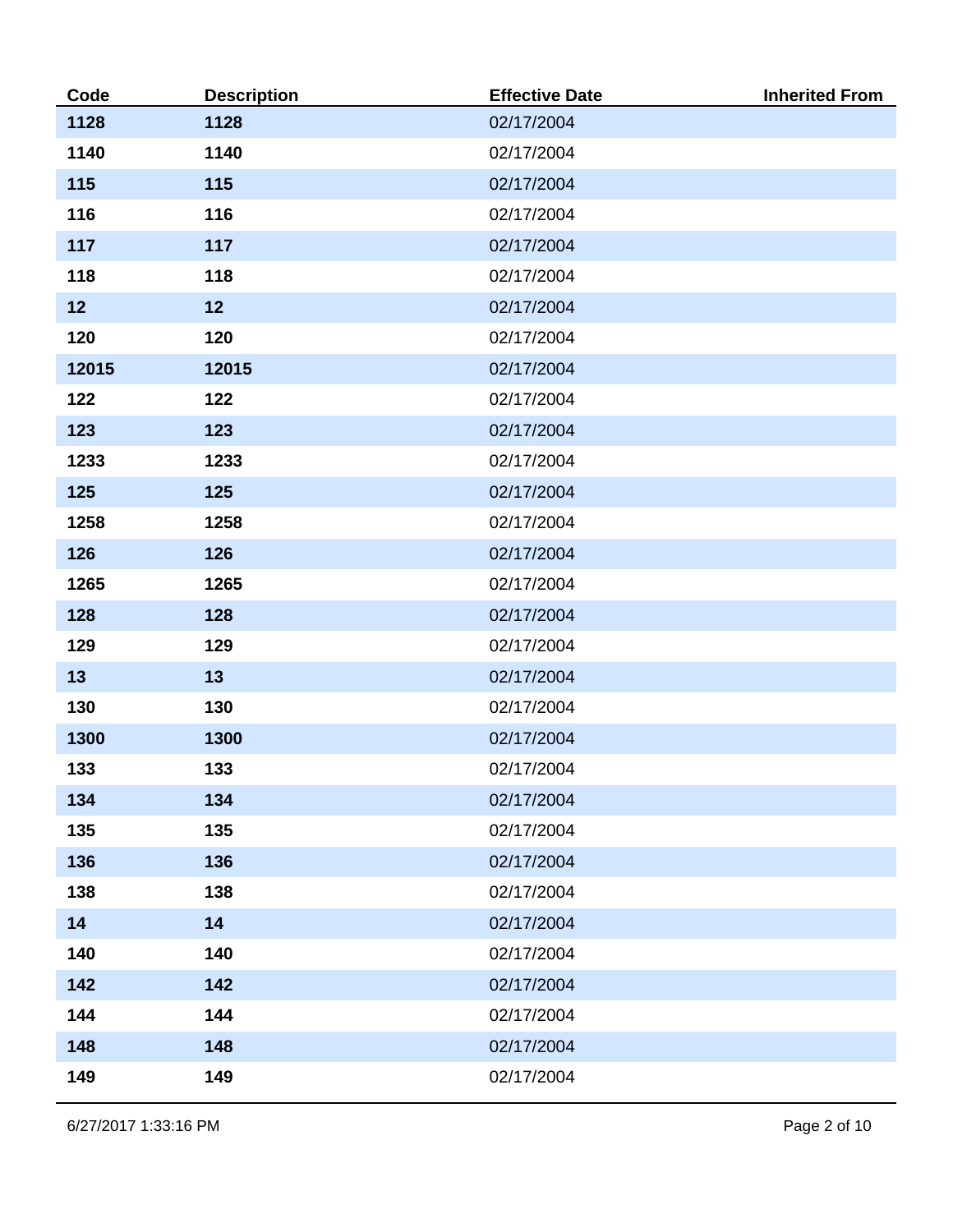| Code | Description | Effective Date | Inherited From |
|---|---|---|---|
| **1128** | **1128** | 02/17/2004 | |
| **1140** | **1140** | 02/17/2004 | |
| **115** | **115** | 02/17/2004 | |
| **116** | **116** | 02/17/2004 | |
| **117** | **117** | 02/17/2004 | |
| **118** | **118** | 02/17/2004 | |
| **12** | **12** | 02/17/2004 | |
| **120** | **120** | 02/17/2004 | |
| **12015** | **12015** | 02/17/2004 | |
| **122** | **122** | 02/17/2004 | |
| **123** | **123** | 02/17/2004 | |
| **1233** | **1233** | 02/17/2004 | |
| **125** | **125** | 02/17/2004 | |
| **1258** | **1258** | 02/17/2004 | |
| **126** | **126** | 02/17/2004 | |
| **1265** | **1265** | 02/17/2004 | |
| **128** | **128** | 02/17/2004 | |
| **129** | **129** | 02/17/2004 | |
| **13** | **13** | 02/17/2004 | |
| **130** | **130** | 02/17/2004 | |
| **1300** | **1300** | 02/17/2004 | |
| **133** | **133** | 02/17/2004 | |
| **134** | **134** | 02/17/2004 | |
| **135** | **135** | 02/17/2004 | |
| **136** | **136** | 02/17/2004 | |
| **138** | **138** | 02/17/2004 | |
| **14** | **14** | 02/17/2004 | |
| **140** | **140** | 02/17/2004 | |
| **142** | **142** | 02/17/2004 | |
| **144** | **144** | 02/17/2004 | |
| **148** | **148** | 02/17/2004 | |
| **149** | **149** | 02/17/2004 | |

6/27/2017 1:33:16 PM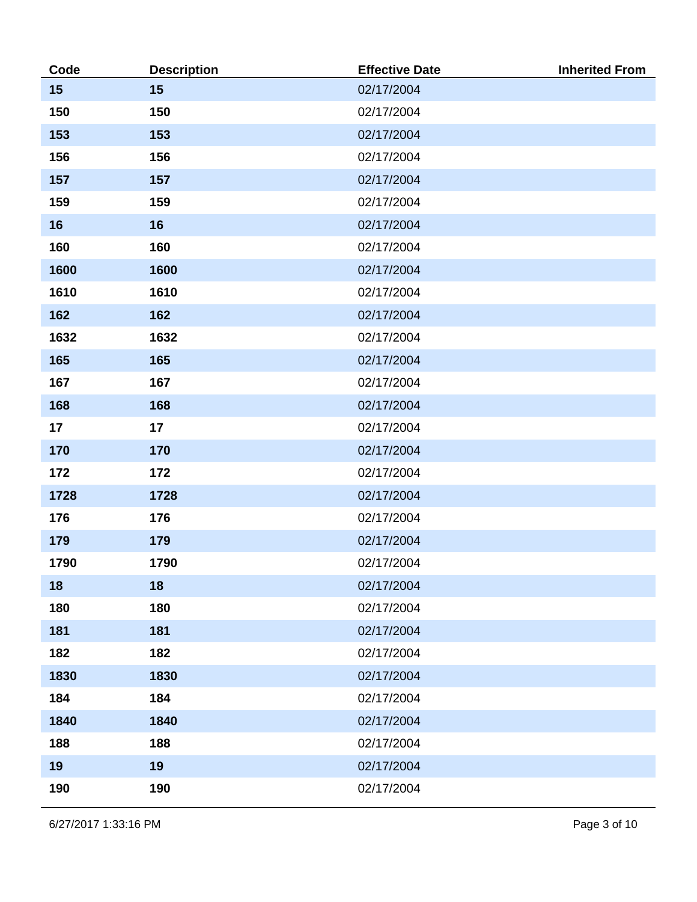| Code | Description | Effective Date | Inherited From |
|---|---|---|---|
| **15** | **15** | 02/17/2004 | |
| **150** | **150** | 02/17/2004 | |
| **153** | **153** | 02/17/2004 | |
| **156** | **156** | 02/17/2004 | |
| **157** | **157** | 02/17/2004 | |
| **159** | **159** | 02/17/2004 | |
| **16** | **16** | 02/17/2004 | |
| **160** | **160** | 02/17/2004 | |
| **1600** | **1600** | 02/17/2004 | |
| **1610** | **1610** | 02/17/2004 | |
| **162** | **162** | 02/17/2004 | |
| **1632** | **1632** | 02/17/2004 | |
| **165** | **165** | 02/17/2004 | |
| **167** | **167** | 02/17/2004 | |
| **168** | **168** | 02/17/2004 | |
| **17** | **17** | 02/17/2004 | |
| **170** | **170** | 02/17/2004 | |
| **172** | **172** | 02/17/2004 | |
| **1728** | **1728** | 02/17/2004 | |
| **176** | **176** | 02/17/2004 | |
| **179** | **179** | 02/17/2004 | |
| **1790** | **1790** | 02/17/2004 | |
| **18** | **18** | 02/17/2004 | |
| **180** | **180** | 02/17/2004 | |
| **181** | **181** | 02/17/2004 | |
| **182** | **182** | 02/17/2004 | |
| **1830** | **1830** | 02/17/2004 | |
| **184** | **184** | 02/17/2004 | |
| **1840** | **1840** | 02/17/2004 | |
| **188** | **188** | 02/17/2004 | |
| **19** | **19** | 02/17/2004 | |
| **190** | **190** | 02/17/2004 | |

6/27/2017 1:33:16 PM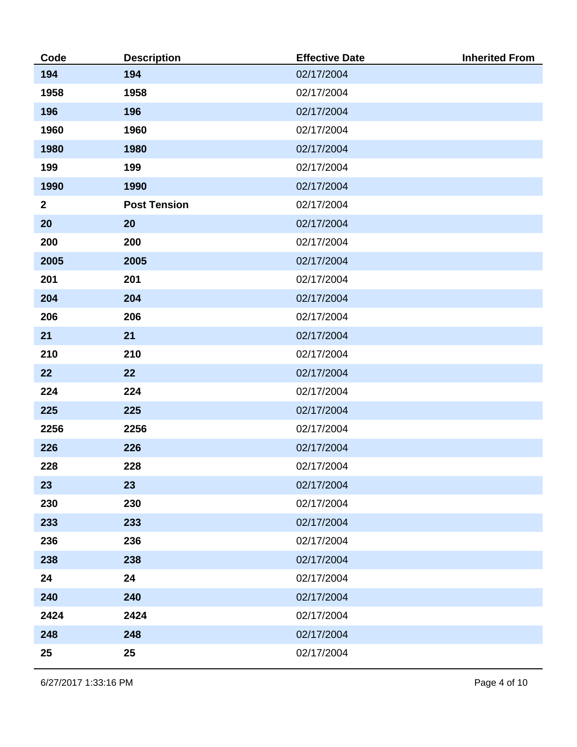| Code | Description | Effective Date | Inherited From |
| --- | --- | --- | --- |
| **194** | **194** | 02/17/2004 | |
| **1958** | **1958** | 02/17/2004 | |
| **196** | **196** | 02/17/2004 | |
| **1960** | **1960** | 02/17/2004 | |
| **1980** | **1980** | 02/17/2004 | |
| **199** | **199** | 02/17/2004 | |
| **1990** | **1990** | 02/17/2004 | |
| **2** | **Post Tension** | 02/17/2004 | |
| **20** | **20** | 02/17/2004 | |
| **200** | **200** | 02/17/2004 | |
| **2005** | **2005** | 02/17/2004 | |
| **201** | **201** | 02/17/2004 | |
| **204** | **204** | 02/17/2004 | |
| **206** | **206** | 02/17/2004 | |
| **21** | **21** | 02/17/2004 | |
| **210** | **210** | 02/17/2004 | |
| **22** | **22** | 02/17/2004 | |
| **224** | **224** | 02/17/2004 | |
| **225** | **225** | 02/17/2004 | |
| **2256** | **2256** | 02/17/2004 | |
| **226** | **226** | 02/17/2004 | |
| **228** | **228** | 02/17/2004 | |
| **23** | **23** | 02/17/2004 | |
| **230** | **230** | 02/17/2004 | |
| **233** | **233** | 02/17/2004 | |
| **236** | **236** | 02/17/2004 | |
| **238** | **238** | 02/17/2004 | |
| **24** | **24** | 02/17/2004 | |
| **240** | **240** | 02/17/2004 | |
| **2424** | **2424** | 02/17/2004 | |
| **248** | **248** | 02/17/2004 | |
| **25** | **25** | 02/17/2004 | |

6/27/2017 1:33:16 PM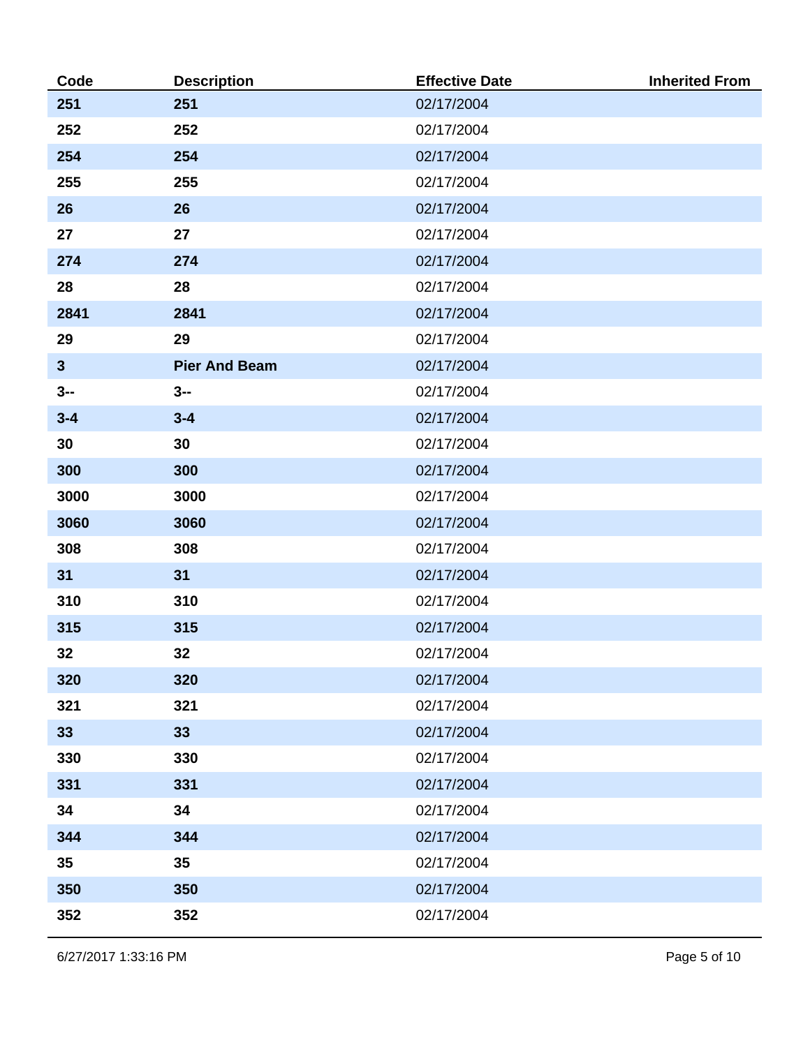| Code | Description | Effective Date | Inherited From |
| --- | --- | --- | --- |
| **251** | **251** | 02/17/2004 | |
| **252** | **252** | 02/17/2004 | |
| **254** | **254** | 02/17/2004 | |
| **255** | **255** | 02/17/2004 | |
| **26** | **26** | 02/17/2004 | |
| **27** | **27** | 02/17/2004 | |
| **274** | **274** | 02/17/2004 | |
| **28** | **28** | 02/17/2004 | |
| **2841** | **2841** | 02/17/2004 | |
| **29** | **29** | 02/17/2004 | |
| **3** | **Pier And Beam** | 02/17/2004 | |
| **3--** | **3--** | 02/17/2004 | |
| **3-4** | **3-4** | 02/17/2004 | |
| **30** | **30** | 02/17/2004 | |
| **300** | **300** | 02/17/2004 | |
| **3000** | **3000** | 02/17/2004 | |
| **3060** | **3060** | 02/17/2004 | |
| **308** | **308** | 02/17/2004 | |
| **31** | **31** | 02/17/2004 | |
| **310** | **310** | 02/17/2004 | |
| **315** | **315** | 02/17/2004 | |
| **32** | **32** | 02/17/2004 | |
| **320** | **320** | 02/17/2004 | |
| **321** | **321** | 02/17/2004 | |
| **33** | **33** | 02/17/2004 | |
| **330** | **330** | 02/17/2004 | |
| **331** | **331** | 02/17/2004 | |
| **34** | **34** | 02/17/2004 | |
| **344** | **344** | 02/17/2004 | |
| **35** | **35** | 02/17/2004 | |
| **350** | **350** | 02/17/2004 | |
| **352** | **352** | 02/17/2004 | |

6/27/2017 1:33:16 PM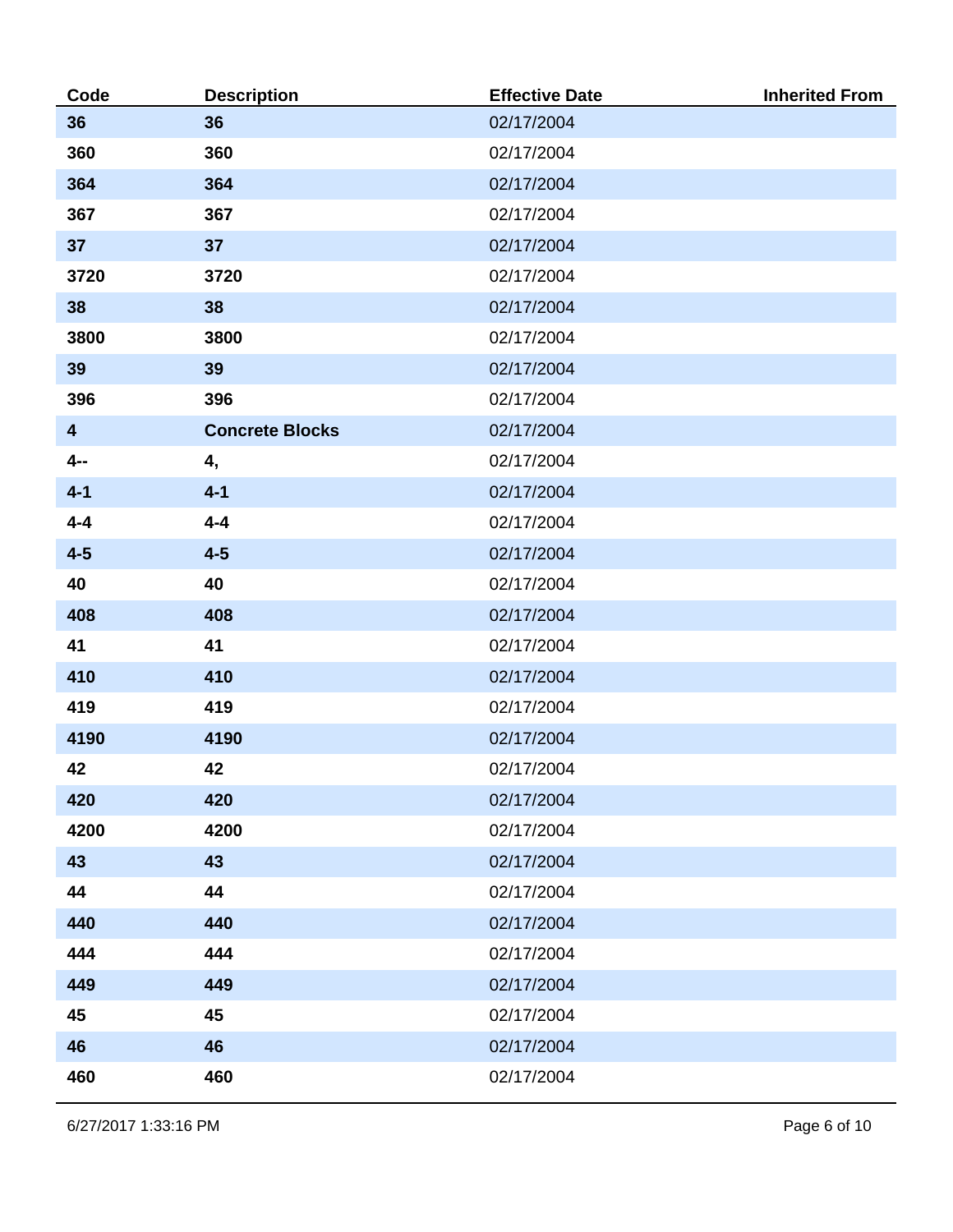| Code | Description | Effective Date | Inherited From |
| --- | --- | --- | --- |
| 36 | 36 | 02/17/2004 | |
| 360 | 360 | 02/17/2004 | |
| 364 | 364 | 02/17/2004 | |
| 367 | 367 | 02/17/2004 | |
| 37 | 37 | 02/17/2004 | |
| 3720 | 3720 | 02/17/2004 | |
| 38 | 38 | 02/17/2004 | |
| 3800 | 3800 | 02/17/2004 | |
| 39 | 39 | 02/17/2004 | |
| 396 | 396 | 02/17/2004 | |
| 4 | Concrete Blocks | 02/17/2004 | |
| 4-- | 4, | 02/17/2004 | |
| 4-1 | 4-1 | 02/17/2004 | |
| 4-4 | 4-4 | 02/17/2004 | |
| 4-5 | 4-5 | 02/17/2004 | |
| 40 | 40 | 02/17/2004 | |
| 408 | 408 | 02/17/2004 | |
| 41 | 41 | 02/17/2004 | |
| 410 | 410 | 02/17/2004 | |
| 419 | 419 | 02/17/2004 | |
| 4190 | 4190 | 02/17/2004 | |
| 42 | 42 | 02/17/2004 | |
| 420 | 420 | 02/17/2004 | |
| 4200 | 4200 | 02/17/2004 | |
| 43 | 43 | 02/17/2004 | |
| 44 | 44 | 02/17/2004 | |
| 440 | 440 | 02/17/2004 | |
| 444 | 444 | 02/17/2004 | |
| 449 | 449 | 02/17/2004 | |
| 45 | 45 | 02/17/2004 | |
| 46 | 46 | 02/17/2004 | |
| 460 | 460 | 02/17/2004 | |

6/27/2017 1:33:16 PM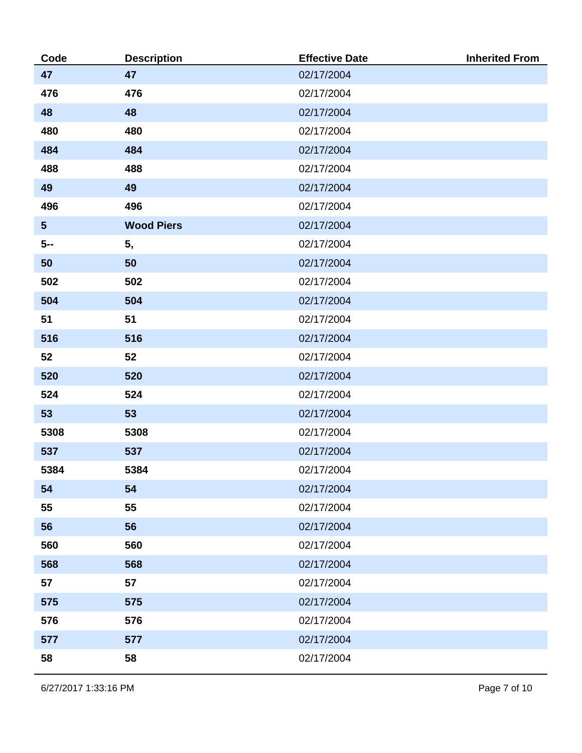| Code | Description | Effective Date | Inherited From |
|---|---|---|---|
| 47 | 47 | 02/17/2004 | |
| 476 | 476 | 02/17/2004 | |
| 48 | 48 | 02/17/2004 | |
| 480 | 480 | 02/17/2004 | |
| 484 | 484 | 02/17/2004 | |
| 488 | 488 | 02/17/2004 | |
| 49 | 49 | 02/17/2004 | |
| 496 | 496 | 02/17/2004 | |
| 5 | Wood Piers | 02/17/2004 | |
| 5-- | 5, | 02/17/2004 | |
| 50 | 50 | 02/17/2004 | |
| 502 | 502 | 02/17/2004 | |
| 504 | 504 | 02/17/2004 | |
| 51 | 51 | 02/17/2004 | |
| 516 | 516 | 02/17/2004 | |
| 52 | 52 | 02/17/2004 | |
| 520 | 520 | 02/17/2004 | |
| 524 | 524 | 02/17/2004 | |
| 53 | 53 | 02/17/2004 | |
| 5308 | 5308 | 02/17/2004 | |
| 537 | 537 | 02/17/2004 | |
| 5384 | 5384 | 02/17/2004 | |
| 54 | 54 | 02/17/2004 | |
| 55 | 55 | 02/17/2004 | |
| 56 | 56 | 02/17/2004 | |
| 560 | 560 | 02/17/2004 | |
| 568 | 568 | 02/17/2004 | |
| 57 | 57 | 02/17/2004 | |
| 575 | 575 | 02/17/2004 | |
| 576 | 576 | 02/17/2004 | |
| 577 | 577 | 02/17/2004 | |
| 58 | 58 | 02/17/2004 | |

6/27/2017 1:33:16 PM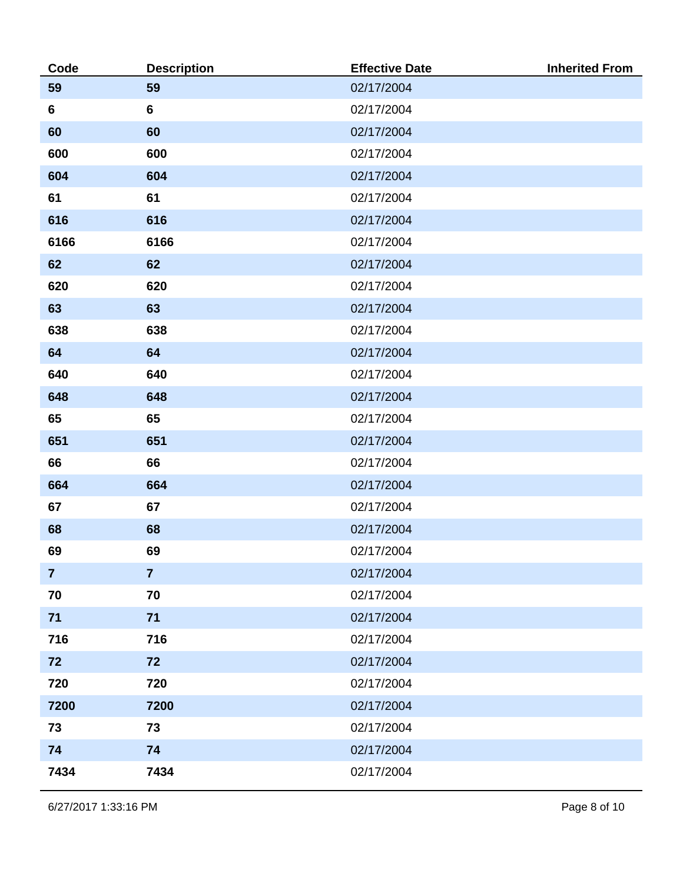| Code | Description | Effective Date | Inherited From |
| --- | --- | --- | --- |
| **59** | **59** | 02/17/2004 | |
| **6** | **6** | 02/17/2004 | |
| **60** | **60** | 02/17/2004 | |
| **600** | **600** | 02/17/2004 | |
| **604** | **604** | 02/17/2004 | |
| **61** | **61** | 02/17/2004 | |
| **616** | **616** | 02/17/2004 | |
| **6166** | **6166** | 02/17/2004 | |
| **62** | **62** | 02/17/2004 | |
| **620** | **620** | 02/17/2004 | |
| **63** | **63** | 02/17/2004 | |
| **638** | **638** | 02/17/2004 | |
| **64** | **64** | 02/17/2004 | |
| **640** | **640** | 02/17/2004 | |
| **648** | **648** | 02/17/2004 | |
| **65** | **65** | 02/17/2004 | |
| **651** | **651** | 02/17/2004 | |
| **66** | **66** | 02/17/2004 | |
| **664** | **664** | 02/17/2004 | |
| **67** | **67** | 02/17/2004 | |
| **68** | **68** | 02/17/2004 | |
| **69** | **69** | 02/17/2004 | |
| **7** | **7** | 02/17/2004 | |
| **70** | **70** | 02/17/2004 | |
| **71** | **71** | 02/17/2004 | |
| **716** | **716** | 02/17/2004 | |
| **72** | **72** | 02/17/2004 | |
| **720** | **720** | 02/17/2004 | |
| **7200** | **7200** | 02/17/2004 | |
| **73** | **73** | 02/17/2004 | |
| **74** | **74** | 02/17/2004 | |
| **7434** | **7434** | 02/17/2004 | |

6/27/2017 1:33:16 PM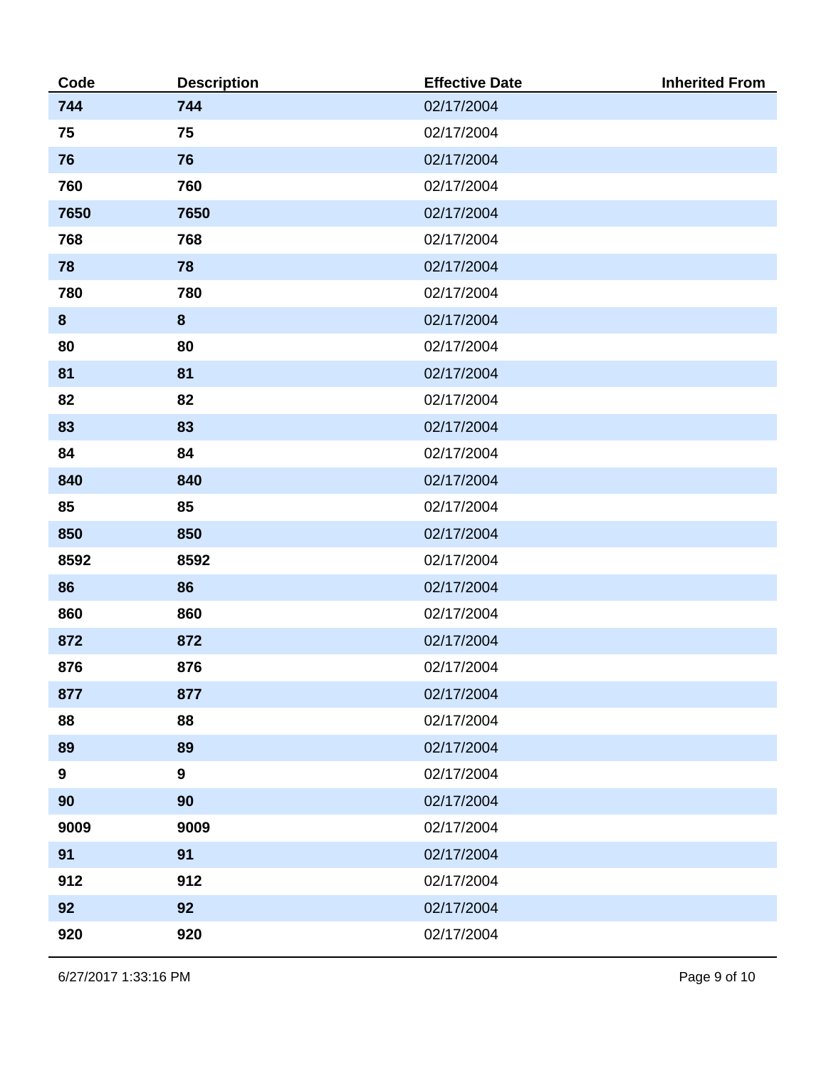| Code | Description | Effective Date | Inherited From |
|---|---|---|---|
| **744** | **744** | 02/17/2004 | |
| **75** | **75** | 02/17/2004 | |
| **76** | **76** | 02/17/2004 | |
| **760** | **760** | 02/17/2004 | |
| **7650** | **7650** | 02/17/2004 | |
| **768** | **768** | 02/17/2004 | |
| **78** | **78** | 02/17/2004 | |
| **780** | **780** | 02/17/2004 | |
| **8** | **8** | 02/17/2004 | |
| **80** | **80** | 02/17/2004 | |
| **81** | **81** | 02/17/2004 | |
| **82** | **82** | 02/17/2004 | |
| **83** | **83** | 02/17/2004 | |
| **84** | **84** | 02/17/2004 | |
| **840** | **840** | 02/17/2004 | |
| **85** | **85** | 02/17/2004 | |
| **850** | **850** | 02/17/2004 | |
| **8592** | **8592** | 02/17/2004 | |
| **86** | **86** | 02/17/2004 | |
| **860** | **860** | 02/17/2004 | |
| **872** | **872** | 02/17/2004 | |
| **876** | **876** | 02/17/2004 | |
| **877** | **877** | 02/17/2004 | |
| **88** | **88** | 02/17/2004 | |
| **89** | **89** | 02/17/2004 | |
| **9** | **9** | 02/17/2004 | |
| **90** | **90** | 02/17/2004 | |
| **9009** | **9009** | 02/17/2004 | |
| **91** | **91** | 02/17/2004 | |
| **912** | **912** | 02/17/2004 | |
| **92** | **92** | 02/17/2004 | |
| **920** | **920** | 02/17/2004 | |

6/27/2017 1:33:16 PM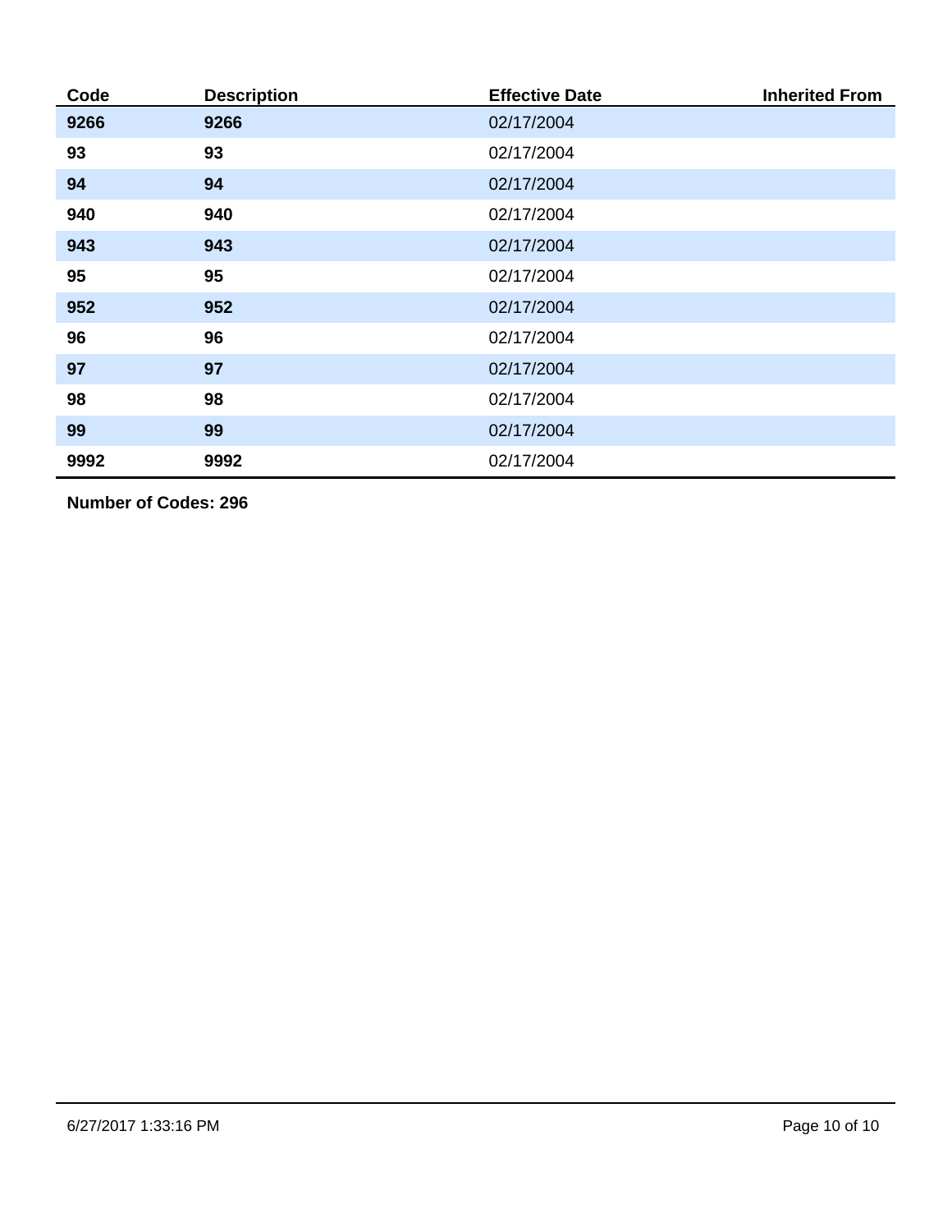| Code | Description | Effective Date | Inherited From |
|---|---|---|---|
| **9266** | **9266** | 02/17/2004 | |
| **93** | **93** | 02/17/2004 | |
| **94** | **94** | 02/17/2004 | |
| **940** | **940** | 02/17/2004 | |
| **943** | **943** | 02/17/2004 | |
| **95** | **95** | 02/17/2004 | |
| **952** | **952** | 02/17/2004 | |
| **96** | **96** | 02/17/2004 | |
| **97** | **97** | 02/17/2004 | |
| **98** | **98** | 02/17/2004 | |
| **99** | **99** | 02/17/2004 | |
| **9992** | **9992** | 02/17/2004 | |

**Number of Codes: 296**